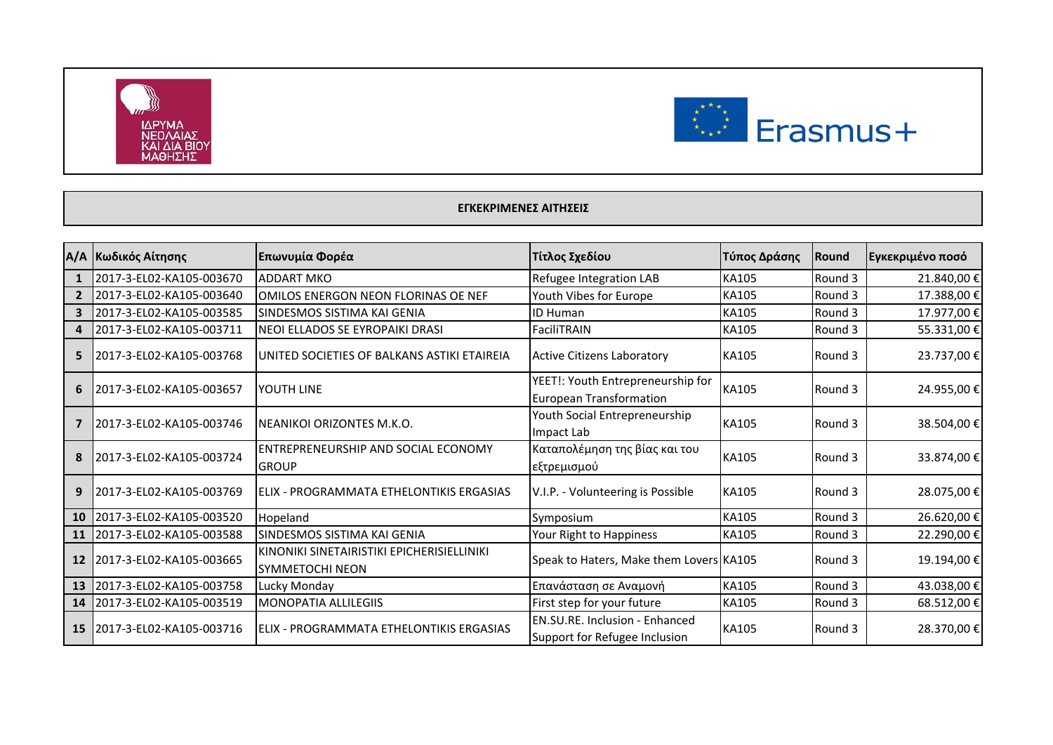## ΕΓΚΕΚΡΙΜΕΝΕΣ ΑΙΤΗΣΕΙΣ

| Α/Α | Κωδικός Αίτησης | Επωνυμία Φορέα | Τίτλος Σχεδίου | Τύπος Δράσης | Round | Εγκεκριμένο ποσό |
|---|---|---|---|---|---|---|
| 1 | 2017-3-EL02-KA105-003670 | ADDART MKO | Refugee Integration LAB | KA105 | Round 3 | 21.840,00 € |
| 2 | 2017-3-EL02-KA105-003640 | OMILOS ENERGON NEON FLORINAS OE NEF | Youth Vibes for Europe | KA105 | Round 3 | 17.388,00 € |
| 3 | 2017-3-EL02-KA105-003585 | SINDESMOS SISTIMA KAI GENIA | ID Human | KA105 | Round 3 | 17.977,00 € |
| 4 | 2017-3-EL02-KA105-003711 | NEOI ELLADOS SE EYROPAIKI DRASI | FaciliTRAIN | KA105 | Round 3 | 55.331,00 € |
| 5 | 2017-3-EL02-KA105-003768 | UNITED SOCIETIES OF BALKANS ASTIKI ETAIREIA | Active Citizens Laboratory | KA105 | Round 3 | 23.737,00 € |
| 6 | 2017-3-EL02-KA105-003657 | YOUTH LINE | YEET!: Youth Entrepreneurship for European Transformation | KA105 | Round 3 | 24.955,00 € |
| 7 | 2017-3-EL02-KA105-003746 | NEANIKOI ORIZONTES M.K.O. | Youth Social Entrepreneurship Impact Lab | KA105 | Round 3 | 38.504,00 € |
| 8 | 2017-3-EL02-KA105-003724 | ENTREPRENEURSHIP AND SOCIAL ECONOMY GROUP | Καταπολέμηση της βίας και του εξτρεμισμού | KA105 | Round 3 | 33.874,00 € |
| 9 | 2017-3-EL02-KA105-003769 | ELIX - PROGRAMMATA ETHELONTIKIS ERGASIAS | V.I.P. - Volunteering is Possible | KA105 | Round 3 | 28.075,00 € |
| 10 | 2017-3-EL02-KA105-003520 | Hopeland | Symposium | KA105 | Round 3 | 26.620,00 € |
| 11 | 2017-3-EL02-KA105-003588 | SINDESMOS SISTIMA KAI GENIA | Your Right to Happiness | KA105 | Round 3 | 22.290,00 € |
| 12 | 2017-3-EL02-KA105-003665 | KINONIKI SINETAIRISTIKI EPICHERISIELLINIKI SYMMETOCHI NEON | Speak to Haters, Make them Lovers | KA105 | Round 3 | 19.194,00 € |
| 13 | 2017-3-EL02-KA105-003758 | Lucky Monday | Επανάσταση σε Αναμονή | KA105 | Round 3 | 43.038,00 € |
| 14 | 2017-3-EL02-KA105-003519 | MONOPATIA ALLILEGIIS | First step for your future | KA105 | Round 3 | 68.512,00 € |
| 15 | 2017-3-EL02-KA105-003716 | ELIX - PROGRAMMATA ETHELONTIKIS ERGASIAS | EN.SU.RE. Inclusion - Enhanced Support for Refugee Inclusion | KA105 | Round 3 | 28.370,00 € |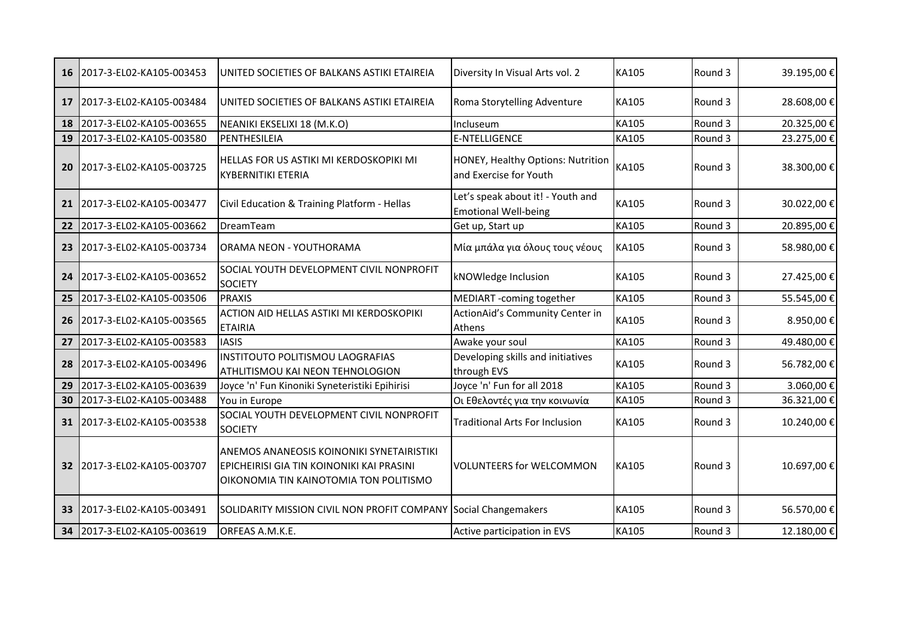| 16 | 2017-3-EL02-KA105-003453 | UNITED SOCIETIES OF BALKANS ASTIKI ETAIREIA | Diversity In Visual Arts vol. 2 | KA105 | Round 3 | 39.195,00 € |
|---|---|---|---|---|---|---|
| 17 | 2017-3-EL02-KA105-003484 | UNITED SOCIETIES OF BALKANS ASTIKI ETAIREIA | Roma Storytelling Adventure | KA105 | Round 3 | 28.608,00 € |
| 18 | 2017-3-EL02-KA105-003655 | NEANIKI EKSELIXI 18 (M.K.O) | Incluseum | KA105 | Round 3 | 20.325,00 € |
| 19 | 2017-3-EL02-KA105-003580 | PENTHESILEIA | E-NTELLIGENCE | KA105 | Round 3 | 23.275,00 € |
| 20 | 2017-3-EL02-KA105-003725 | HELLAS FOR US ASTIKI MI KERDOSKOPIKI MI KYBERNITIKI ETERIA | HONEY, Healthy Options: Nutrition and Exercise for Youth | KA105 | Round 3 | 38.300,00 € |
| 21 | 2017-3-EL02-KA105-003477 | Civil Education & Training Platform - Hellas | Let's speak about it! - Youth and Emotional Well-being | KA105 | Round 3 | 30.022,00 € |
| 22 | 2017-3-EL02-KA105-003662 | DreamTeam | Get up, Start up | KA105 | Round 3 | 20.895,00 € |
| 23 | 2017-3-EL02-KA105-003734 | ORAMA NEON - YOUTHORAMA | Μία μπάλα για όλους τους νέους | KA105 | Round 3 | 58.980,00 € |
| 24 | 2017-3-EL02-KA105-003652 | SOCIAL YOUTH DEVELOPMENT CIVIL NONPROFIT SOCIETY | kNOWledge Inclusion | KA105 | Round 3 | 27.425,00 € |
| 25 | 2017-3-EL02-KA105-003506 | PRAXIS | MEDIART -coming together | KA105 | Round 3 | 55.545,00 € |
| 26 | 2017-3-EL02-KA105-003565 | ACTION AID HELLAS ASTIKI MI KERDOSKOPIKI ETAIRIA | ActionAid's Community Center in Athens | KA105 | Round 3 | 8.950,00 € |
| 27 | 2017-3-EL02-KA105-003583 | IASIS | Awake your soul | KA105 | Round 3 | 49.480,00 € |
| 28 | 2017-3-EL02-KA105-003496 | INSTITOUTO POLITISMOU LAOGRAFIAS ATHLITISMOU KAI NEON TEHNOLOGION | Developing skills and initiatives through EVS | KA105 | Round 3 | 56.782,00 € |
| 29 | 2017-3-EL02-KA105-003639 | Joyce 'n' Fun Kinoniki Syneteristiki Epihirisi | Joyce 'n' Fun for all 2018 | KA105 | Round 3 | 3.060,00 € |
| 30 | 2017-3-EL02-KA105-003488 | You in Europe | Οι Εθελοντές για την κοινωνία | KA105 | Round 3 | 36.321,00 € |
| 31 | 2017-3-EL02-KA105-003538 | SOCIAL YOUTH DEVELOPMENT CIVIL NONPROFIT SOCIETY | Traditional Arts For Inclusion | KA105 | Round 3 | 10.240,00 € |
| 32 | 2017-3-EL02-KA105-003707 | ANEMOS ANANEOSIS KOINONIKI SYNETAIRISTIKI EPICHEIRISI GIA TIN KOINONIKI KAI PRASINI OIKONOMIA TIN KAINOTOMIA TON POLITISMO | VOLUNTEERS for WELCOMMON | KA105 | Round 3 | 10.697,00 € |
| 33 | 2017-3-EL02-KA105-003491 | SOLIDARITY MISSION CIVIL NON PROFIT COMPANY | Social Changemakers | KA105 | Round 3 | 56.570,00 € |
| 34 | 2017-3-EL02-KA105-003619 | ORFEAS A.M.K.E. | Active participation in EVS | KA105 | Round 3 | 12.180,00 € |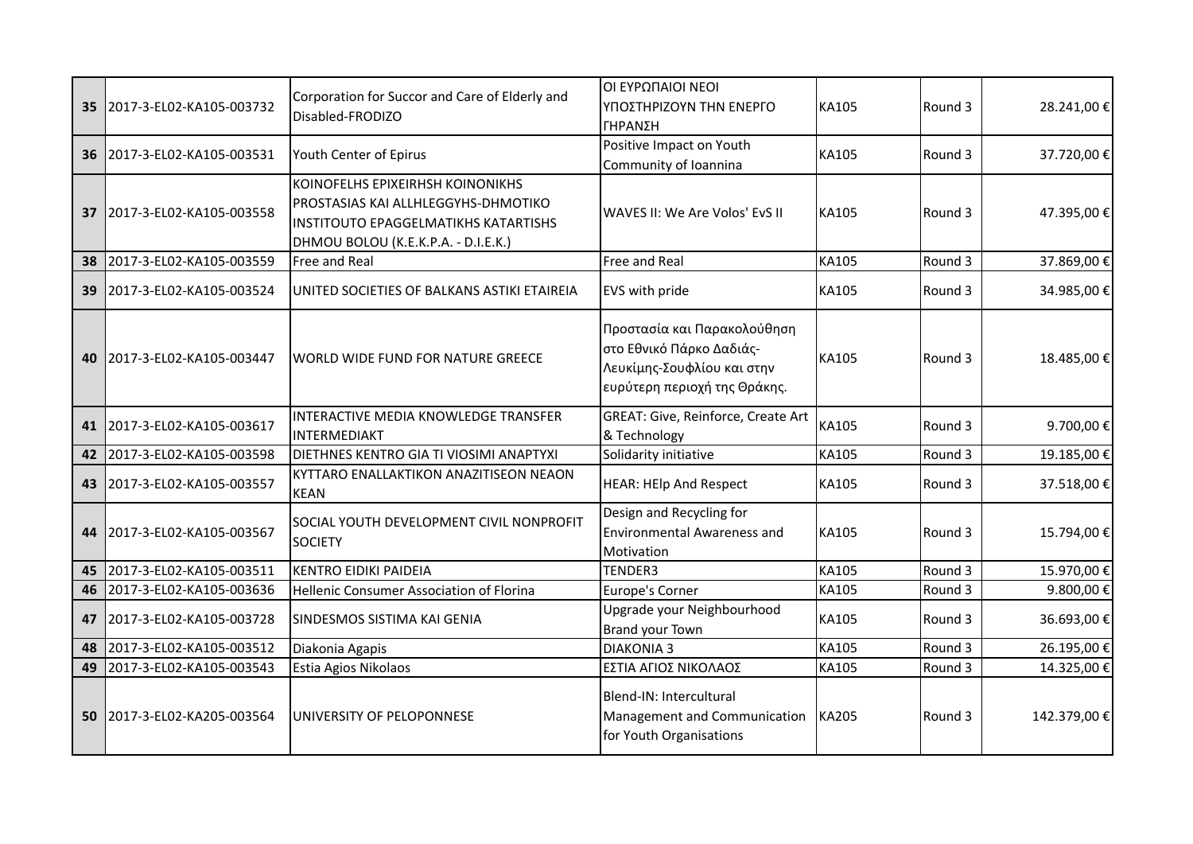| | | | | | | |
|---|---|---|---|---|---|---|
| 35 | 2017-3-EL02-KA105-003732 | Corporation for Succor and Care of Elderly and Disabled-FRODIZO | ΟΙ ΕΥΡΩΠΑΙΟΙ ΝΕΟΙ ΥΠΟΣΤΗΡΙΖΟΥΝ ΤΗΝ ΕΝΕΡΓΟ ΓΗΡΑΝΣΗ | KA105 | Round 3 | 28.241,00 € |
| 36 | 2017-3-EL02-KA105-003531 | Youth Center of Epirus | Positive Impact on Youth Community of Ioannina | KA105 | Round 3 | 37.720,00 € |
| 37 | 2017-3-EL02-KA105-003558 | KOINOFELHS EPIXEIRHSH KOINONIKHS PROSTASIAS KAI ALLHLEGGYHS-DHMOTIKO INSTITOUTO EPAGGELMATIKHS KATARTISHS DHMOU BOLOU (K.E.K.P.A. - D.I.E.K.) | WAVES II: We Are Volos' EvS II | KA105 | Round 3 | 47.395,00 € |
| 38 | 2017-3-EL02-KA105-003559 | Free and Real | Free and Real | KA105 | Round 3 | 37.869,00 € |
| 39 | 2017-3-EL02-KA105-003524 | UNITED SOCIETIES OF BALKANS ASTIKI ETAIREIA | EVS with pride | KA105 | Round 3 | 34.985,00 € |
| 40 | 2017-3-EL02-KA105-003447 | WORLD WIDE FUND FOR NATURE GREECE | Προστασία και Παρακολούθηση στο Εθνικό Πάρκο Δαδιάς-Λευκίμης-Σουφλίου και στην ευρύτερη περιοχή της Θράκης. | KA105 | Round 3 | 18.485,00 € |
| 41 | 2017-3-EL02-KA105-003617 | INTERACTIVE MEDIA KNOWLEDGE TRANSFER INTERMEDIAKT | GREAT: Give, Reinforce, Create Art & Technology | KA105 | Round 3 | 9.700,00 € |
| 42 | 2017-3-EL02-KA105-003598 | DIETHNES KENTRO GIA TI VIOSIMI ANAPTYXI | Solidarity initiative | KA105 | Round 3 | 19.185,00 € |
| 43 | 2017-3-EL02-KA105-003557 | KYTTARO ENALLAKTIKON ANAZITISEON NEAON KEAN | HEAR: HElp And Respect | KA105 | Round 3 | 37.518,00 € |
| 44 | 2017-3-EL02-KA105-003567 | SOCIAL YOUTH DEVELOPMENT CIVIL NONPROFIT SOCIETY | Design and Recycling for Environmental Awareness and Motivation | KA105 | Round 3 | 15.794,00 € |
| 45 | 2017-3-EL02-KA105-003511 | KENTRO EIDIKI PAIDEIA | TENDER3 | KA105 | Round 3 | 15.970,00 € |
| 46 | 2017-3-EL02-KA105-003636 | Hellenic Consumer Association of Florina | Europe's Corner | KA105 | Round 3 | 9.800,00 € |
| 47 | 2017-3-EL02-KA105-003728 | SINDESMOS SISTIMA KAI GENIA | Upgrade your Neighbourhood Brand your Town | KA105 | Round 3 | 36.693,00 € |
| 48 | 2017-3-EL02-KA105-003512 | Diakonia Agapis | DIAKONIA 3 | KA105 | Round 3 | 26.195,00 € |
| 49 | 2017-3-EL02-KA105-003543 | Estia Agios Nikolaos | ΕΣΤΙΑ ΑΓΙΟΣ ΝΙΚΟΛΑΟΣ | KA105 | Round 3 | 14.325,00 € |
| 50 | 2017-3-EL02-KA205-003564 | UNIVERSITY OF PELOPONNESE | Blend-IN: Intercultural Management and Communication for Youth Organisations | KA205 | Round 3 | 142.379,00 € |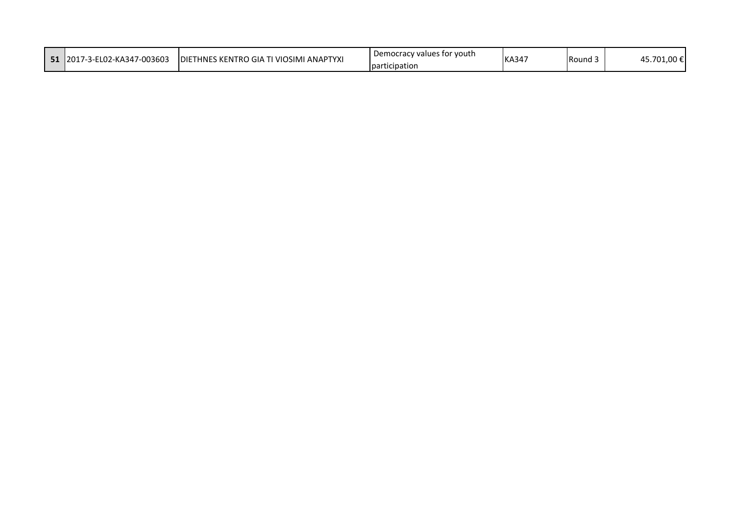| | | | | | | |
|---|---|---|---|---|---|---|
| **51** | 2017-3-EL02-KA347-003603 | DIETHNES KENTRO GIA TI VIOSIMI ANAPTYXI | Democracy values for youth participation | KA347 | Round 3 | 45.701,00 € |